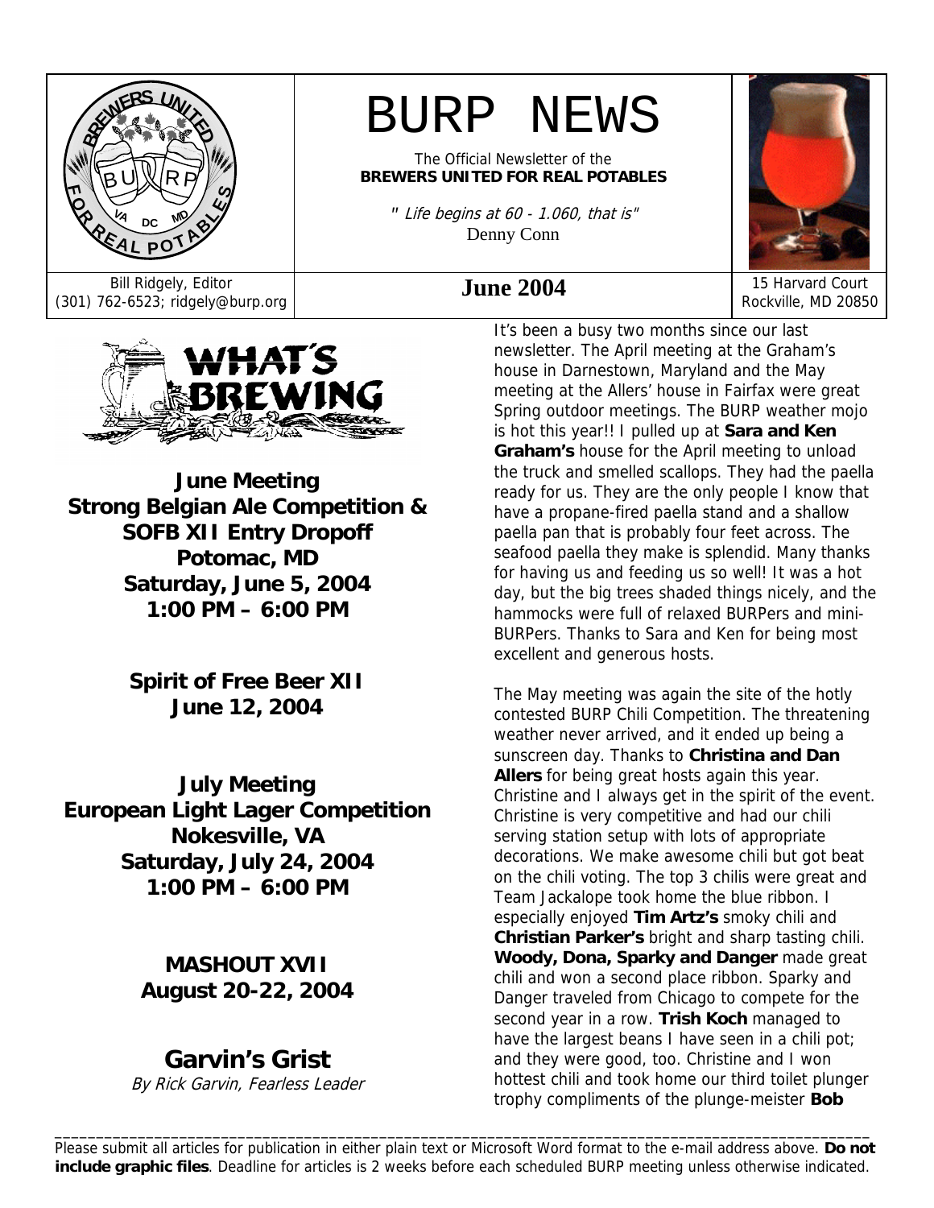# BURP NEWS

The Official Newsletter of the
**BREWERS UNITED FOR REAL POTABLES**

*" Life begins at 60 - 1.060, that is"*
Denny Conn

Bill Ridgely, Editor
(301) 762-6523; ridgely@burp.org

**June 2004**

15 Harvard Court
Rockville, MD 20850

## WHAT'S BREWING

**June Meeting**
**Strong Belgian Ale Competition &**
**SOFB XII Entry Dropoff**
**Potomac, MD**
**Saturday, June 5, 2004**
**1:00 PM – 6:00 PM**

**Spirit of Free Beer XII**
**June 12, 2004**

**July Meeting**
**European Light Lager Competition**
**Nokesville, VA**
**Saturday, July 24, 2004**
**1:00 PM – 6:00 PM**

**MASHOUT XVII**
**August 20-22, 2004**

## Garvin's Grist

*By Rick Garvin, Fearless Leader*

It's been a busy two months since our last newsletter. The April meeting at the Graham's house in Darnestown, Maryland and the May meeting at the Allers' house in Fairfax were great Spring outdoor meetings. The BURP weather mojo is hot this year!! I pulled up at **Sara and Ken Graham's** house for the April meeting to unload the truck and smelled scallops. They had the paella ready for us. They are the only people I know that have a propane-fired paella stand and a shallow paella pan that is probably four feet across. The seafood paella they make is splendid. Many thanks for having us and feeding us so well! It was a hot day, but the big trees shaded things nicely, and the hammocks were full of relaxed BURPers and mini-BURPers. Thanks to Sara and Ken for being most excellent and generous hosts.

The May meeting was again the site of the hotly contested BURP Chili Competition. The threatening weather never arrived, and it ended up being a sunscreen day. Thanks to **Christina and Dan Allers** for being great hosts again this year. Christine and I always get in the spirit of the event. Christine is very competitive and had our chili serving station setup with lots of appropriate decorations. We make awesome chili but got beat on the chili voting. The top 3 chilis were great and Team Jackalope took home the blue ribbon. I especially enjoyed **Tim Artz's** smoky chili and **Christian Parker's** bright and sharp tasting chili. **Woody, Dona, Sparky and Danger** made great chili and won a second place ribbon. Sparky and Danger traveled from Chicago to compete for the second year in a row. **Trish Koch** managed to have the largest beans I have seen in a chili pot; and they were good, too. Christine and I won hottest chili and took home our third toilet plunger trophy compliments of the plunge-meister **Bob**

---

Please submit all articles for publication in either plain text or Microsoft Word format to the e-mail address above. **Do not include graphic files**. Deadline for articles is 2 weeks before each scheduled BURP meeting unless otherwise indicated.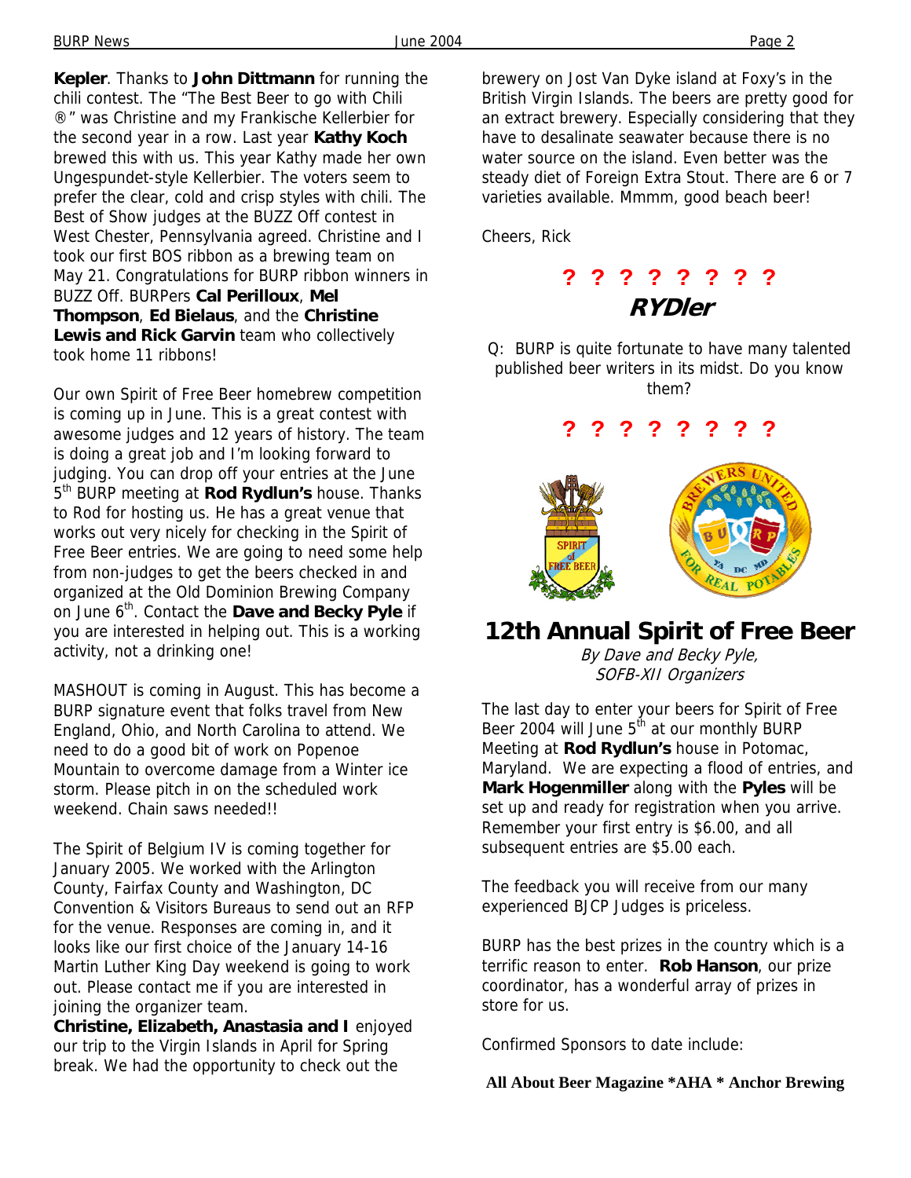**Kepler**. Thanks to **John Dittmann** for running the chili contest. The "The Best Beer to go with Chili ®" was Christine and my Frankische Kellerbier for the second year in a row. Last year **Kathy Koch** brewed this with us. This year Kathy made her own Ungespundet-style Kellerbier. The voters seem to prefer the clear, cold and crisp styles with chili. The Best of Show judges at the BUZZ Off contest in West Chester, Pennsylvania agreed. Christine and I took our first BOS ribbon as a brewing team on May 21. Congratulations for BURP ribbon winners in BUZZ Off. BURPers **Cal Perilloux**, **Mel Thompson**, **Ed Bielaus**, and the **Christine Lewis and Rick Garvin** team who collectively took home 11 ribbons!

Our own Spirit of Free Beer homebrew competition is coming up in June. This is a great contest with awesome judges and 12 years of history. The team is doing a great job and I'm looking forward to judging. You can drop off your entries at the June 5th BURP meeting at **Rod Rydlun's** house. Thanks to Rod for hosting us. He has a great venue that works out very nicely for checking in the Spirit of Free Beer entries. We are going to need some help from non-judges to get the beers checked in and organized at the Old Dominion Brewing Company on June 6th. Contact the **Dave and Becky Pyle** if you are interested in helping out. This is a working activity, not a drinking one!

MASHOUT is coming in August. This has become a BURP signature event that folks travel from New England, Ohio, and North Carolina to attend. We need to do a good bit of work on Popenoe Mountain to overcome damage from a Winter ice storm. Please pitch in on the scheduled work weekend. Chain saws needed!!

The Spirit of Belgium IV is coming together for January 2005. We worked with the Arlington County, Fairfax County and Washington, DC Convention & Visitors Bureaus to send out an RFP for the venue. Responses are coming in, and it looks like our first choice of the January 14-16 Martin Luther King Day weekend is going to work out. Please contact me if you are interested in joining the organizer team.

**Christine, Elizabeth, Anastasia and I** enjoyed our trip to the Virgin Islands in April for Spring break. We had the opportunity to check out the brewery on Jost Van Dyke island at Foxy's in the British Virgin Islands. The beers are pretty good for an extract brewery. Especially considering that they have to desalinate seawater because there is no water source on the island. Even better was the steady diet of Foreign Extra Stout. There are 6 or 7 varieties available. Mmmm, good beach beer!

Cheers, Rick

**? ? ? ? ? ? ? ?**

## RYDler

Q: BURP is quite fortunate to have many talented published beer writers in its midst. Do you know them?

**? ? ? ? ? ? ? ?**

## 12th Annual Spirit of Free Beer

*By Dave and Becky Pyle, SOFB-XII Organizers*

The last day to enter your beers for Spirit of Free Beer 2004 will June 5th at our monthly BURP Meeting at **Rod Rydlun's** house in Potomac, Maryland. We are expecting a flood of entries, and **Mark Hogenmiller** along with the **Pyles** will be set up and ready for registration when you arrive. Remember your first entry is $6.00, and all subsequent entries are $5.00 each.

The feedback you will receive from our many experienced BJCP Judges is priceless.

BURP has the best prizes in the country which is a terrific reason to enter. **Rob Hanson**, our prize coordinator, has a wonderful array of prizes in store for us.

Confirmed Sponsors to date include:

**All About Beer Magazine *AHA * Anchor Brewing**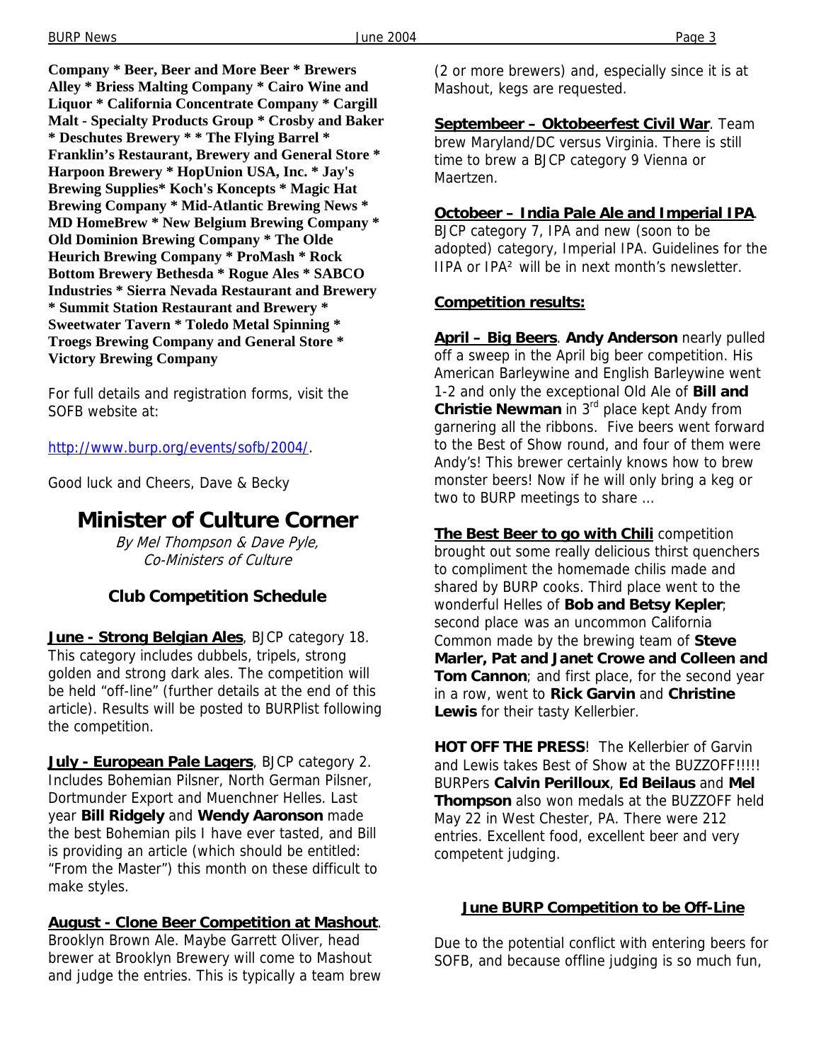**Company * Beer, Beer and More Beer * Brewers Alley * Briess Malting Company * Cairo Wine and Liquor * California Concentrate Company * Cargill Malt - Specialty Products Group * Crosby and Baker * Deschutes Brewery * * The Flying Barrel * Franklin's Restaurant, Brewery and General Store * Harpoon Brewery * HopUnion USA, Inc. * Jay's Brewing Supplies* Koch's Koncepts * Magic Hat Brewing Company * Mid-Atlantic Brewing News * MD HomeBrew * New Belgium Brewing Company * Old Dominion Brewing Company * The Olde Heurich Brewing Company * ProMash * Rock Bottom Brewery Bethesda * Rogue Ales * SABCO Industries * Sierra Nevada Restaurant and Brewery * Summit Station Restaurant and Brewery * Sweetwater Tavern * Toledo Metal Spinning * Troegs Brewing Company and General Store * Victory Brewing Company**

For full details and registration forms, visit the SOFB website at:

http://www.burp.org/events/sofb/2004/.

Good luck and Cheers, Dave & Becky

# Minister of Culture Corner

*By Mel Thompson & Dave Pyle, Co-Ministers of Culture*

## Club Competition Schedule

**June - Strong Belgian Ales**, BJCP category 18. This category includes dubbels, tripels, strong golden and strong dark ales. The competition will be held "off-line" (further details at the end of this article). Results will be posted to BURPlist following the competition.

**July - European Pale Lagers**, BJCP category 2. Includes Bohemian Pilsner, North German Pilsner, Dortmunder Export and Muenchner Helles. Last year **Bill Ridgely** and **Wendy Aaronson** made the best Bohemian pils I have ever tasted, and Bill is providing an article (which should be entitled: "From the Master") this month on these difficult to make styles.

**August - Clone Beer Competition at Mashout**. Brooklyn Brown Ale. Maybe Garrett Oliver, head brewer at Brooklyn Brewery will come to Mashout and judge the entries. This is typically a team brew (2 or more brewers) and, especially since it is at Mashout, kegs are requested.

**Septembeer – Oktobeerfest Civil War**. Team brew Maryland/DC versus Virginia. There is still time to brew a BJCP category 9 Vienna or Maertzen.

**Octobeer – India Pale Ale and Imperial IPA**. BJCP category 7, IPA and new (soon to be adopted) category, Imperial IPA. Guidelines for the IIPA or IPA² will be in next month's newsletter.

**Competition results:**

**April – Big Beers**. **Andy Anderson** nearly pulled off a sweep in the April big beer competition. His American Barleywine and English Barleywine went 1-2 and only the exceptional Old Ale of **Bill and Christie Newman** in 3rd place kept Andy from garnering all the ribbons. Five beers went forward to the Best of Show round, and four of them were Andy's! This brewer certainly knows how to brew monster beers! Now if he will only bring a keg or two to BURP meetings to share …

**The Best Beer to go with Chili** competition brought out some really delicious thirst quenchers to compliment the homemade chilis made and shared by BURP cooks. Third place went to the wonderful Helles of **Bob and Betsy Kepler**; second place was an uncommon California Common made by the brewing team of **Steve Marler, Pat and Janet Crowe and Colleen and Tom Cannon**; and first place, for the second year in a row, went to **Rick Garvin** and **Christine Lewis** for their tasty Kellerbier.

**HOT OFF THE PRESS**! The Kellerbier of Garvin and Lewis takes Best of Show at the BUZZOFF!!!!! BURPers **Calvin Perilloux**, **Ed Beilaus** and **Mel Thompson** also won medals at the BUZZOFF held May 22 in West Chester, PA. There were 212 entries. Excellent food, excellent beer and very competent judging.

## June BURP Competition to be Off-Line

Due to the potential conflict with entering beers for SOFB, and because offline judging is so much fun,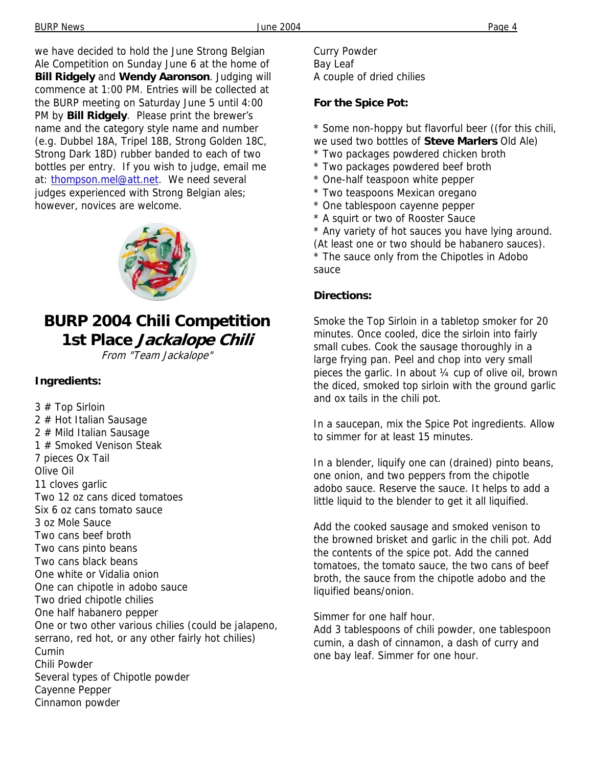we have decided to hold the June Strong Belgian Ale Competition on Sunday June 6 at the home of **Bill Ridgely** and **Wendy Aaronson**. Judging will commence at 1:00 PM. Entries will be collected at the BURP meeting on Saturday June 5 until 4:00 PM by **Bill Ridgely**. Please print the brewer's name and the category style name and number (e.g. Dubbel 18A, Tripel 18B, Strong Golden 18C, Strong Dark 18D) rubber banded to each of two bottles per entry. If you wish to judge, email me at: thompson.mel@att.net. We need several judges experienced with Strong Belgian ales; however, novices are welcome.

# BURP 2004 Chili Competition 1st Place *Jackalope Chili*

*From "Team Jackalope"*

**Ingredients:**

3 # Top Sirloin
2 # Hot Italian Sausage
2 # Mild Italian Sausage
1 # Smoked Venison Steak
7 pieces Ox Tail
Olive Oil
11 cloves garlic
Two 12 oz cans diced tomatoes
Six 6 oz cans tomato sauce
3 oz Mole Sauce
Two cans beef broth
Two cans pinto beans
Two cans black beans
One white or Vidalia onion
One can chipotle in adobo sauce
Two dried chipotle chilies
One half habanero pepper
One or two other various chilies (could be jalapeno, serrano, red hot, or any other fairly hot chilies)
Cumin
Chili Powder
Several types of Chipotle powder
Cayenne Pepper
Cinnamon powder
Curry Powder
Bay Leaf
A couple of dried chilies

**For the Spice Pot:**

* Some non-hoppy but flavorful beer ((for this chili, we used two bottles of **Steve Marlers** Old Ale)
* Two packages powdered chicken broth
* Two packages powdered beef broth
* One-half teaspoon white pepper
* Two teaspoons Mexican oregano
* One tablespoon cayenne pepper
* A squirt or two of Rooster Sauce
* Any variety of hot sauces you have lying around. (At least one or two should be habanero sauces).
* The sauce only from the Chipotles in Adobo sauce

**Directions:**

Smoke the Top Sirloin in a tabletop smoker for 20 minutes. Once cooled, dice the sirloin into fairly small cubes. Cook the sausage thoroughly in a large frying pan. Peel and chop into very small pieces the garlic. In about ¼ cup of olive oil, brown the diced, smoked top sirloin with the ground garlic and ox tails in the chili pot.

In a saucepan, mix the Spice Pot ingredients. Allow to simmer for at least 15 minutes.

In a blender, liquify one can (drained) pinto beans, one onion, and two peppers from the chipotle adobo sauce. Reserve the sauce. It helps to add a little liquid to the blender to get it all liquified.

Add the cooked sausage and smoked venison to the browned brisket and garlic in the chili pot. Add the contents of the spice pot. Add the canned tomatoes, the tomato sauce, the two cans of beef broth, the sauce from the chipotle adobo and the liquified beans/onion.

Simmer for one half hour.
Add 3 tablespoons of chili powder, one tablespoon cumin, a dash of cinnamon, a dash of curry and one bay leaf. Simmer for one hour.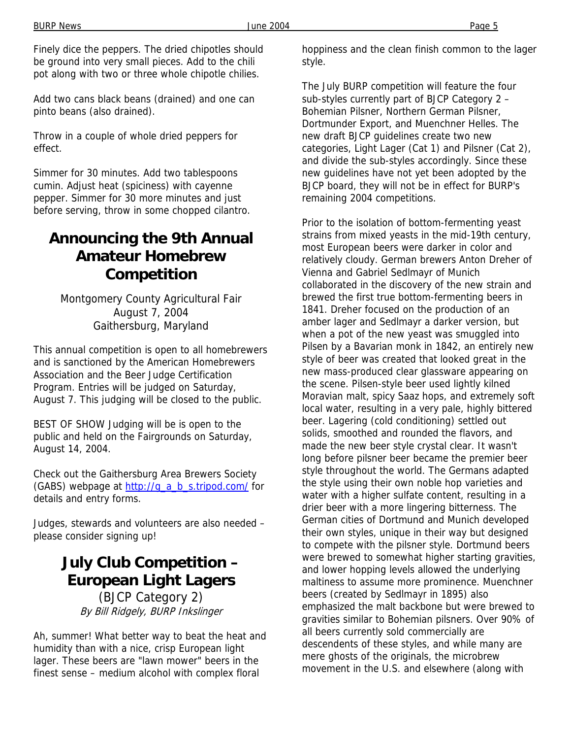Finely dice the peppers. The dried chipotles should be ground into very small pieces. Add to the chili pot along with two or three whole chipotle chilies.

Add two cans black beans (drained) and one can pinto beans (also drained).

Throw in a couple of whole dried peppers for effect.

Simmer for 30 minutes. Add two tablespoons cumin. Adjust heat (spiciness) with cayenne pepper. Simmer for 30 more minutes and just before serving, throw in some chopped cilantro.

## Announcing the 9th Annual Amateur Homebrew Competition

Montgomery County Agricultural Fair
August 7, 2004
Gaithersburg, Maryland

This annual competition is open to all homebrewers and is sanctioned by the American Homebrewers Association and the Beer Judge Certification Program. Entries will be judged on Saturday, August 7. This judging will be closed to the public.

BEST OF SHOW Judging will be is open to the public and held on the Fairgrounds on Saturday, August 14, 2004.

Check out the Gaithersburg Area Brewers Society (GABS) webpage at http://g_a_b_s.tripod.com/ for details and entry forms.

Judges, stewards and volunteers are also needed – please consider signing up!

## July Club Competition – European Light Lagers

(BJCP Category 2)

*By Bill Ridgely, BURP Inkslinger*

Ah, summer! What better way to beat the heat and humidity than with a nice, crisp European light lager. These beers are "lawn mower" beers in the finest sense – medium alcohol with complex floral hoppiness and the clean finish common to the lager style.

The July BURP competition will feature the four sub-styles currently part of BJCP Category 2 – Bohemian Pilsner, Northern German Pilsner, Dortmunder Export, and Muenchner Helles. The new draft BJCP guidelines create two new categories, Light Lager (Cat 1) and Pilsner (Cat 2), and divide the sub-styles accordingly. Since these new guidelines have not yet been adopted by the BJCP board, they will not be in effect for BURP's remaining 2004 competitions.

Prior to the isolation of bottom-fermenting yeast strains from mixed yeasts in the mid-19th century, most European beers were darker in color and relatively cloudy. German brewers Anton Dreher of Vienna and Gabriel Sedlmayr of Munich collaborated in the discovery of the new strain and brewed the first true bottom-fermenting beers in 1841. Dreher focused on the production of an amber lager and Sedlmayr a darker version, but when a pot of the new yeast was smuggled into Pilsen by a Bavarian monk in 1842, an entirely new style of beer was created that looked great in the new mass-produced clear glassware appearing on the scene. Pilsen-style beer used lightly kilned Moravian malt, spicy Saaz hops, and extremely soft local water, resulting in a very pale, highly bittered beer. Lagering (cold conditioning) settled out solids, smoothed and rounded the flavors, and made the new beer style crystal clear. It wasn't long before pilsner beer became the premier beer style throughout the world. The Germans adapted the style using their own noble hop varieties and water with a higher sulfate content, resulting in a drier beer with a more lingering bitterness. The German cities of Dortmund and Munich developed their own styles, unique in their way but designed to compete with the pilsner style. Dortmund beers were brewed to somewhat higher starting gravities, and lower hopping levels allowed the underlying maltiness to assume more prominence. Muenchner beers (created by Sedlmayr in 1895) also emphasized the malt backbone but were brewed to gravities similar to Bohemian pilsners. Over 90% of all beers currently sold commercially are descendents of these styles, and while many are mere ghosts of the originals, the microbrew movement in the U.S. and elsewhere (along with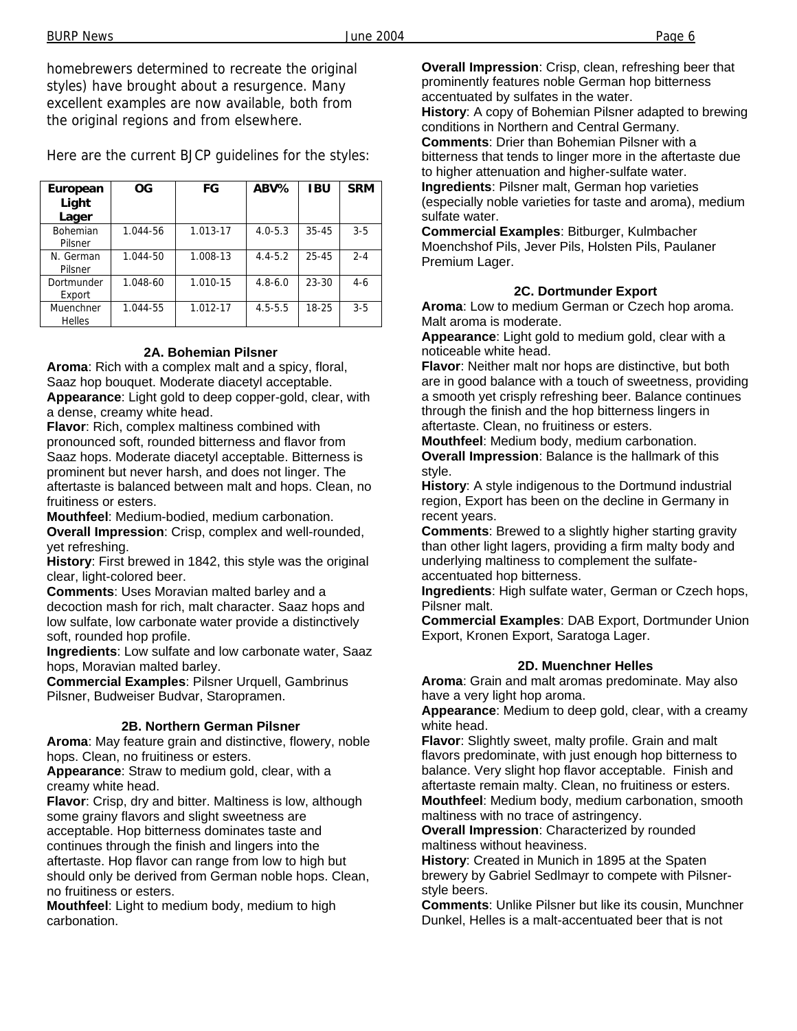homebrewers determined to recreate the original styles) have brought about a resurgence. Many excellent examples are now available, both from the original regions and from elsewhere.

Here are the current BJCP guidelines for the styles:

| European Light Lager | OG | FG | ABV% | IBU | SRM |
|---|---|---|---|---|---|
| Bohemian Pilsner | 1.044-56 | 1.013-17 | 4.0-5.3 | 35-45 | 3-5 |
| N. German Pilsner | 1.044-50 | 1.008-13 | 4.4-5.2 | 25-45 | 2-4 |
| Dortmunder Export | 1.048-60 | 1.010-15 | 4.8-6.0 | 23-30 | 4-6 |
| Muenchner Helles | 1.044-55 | 1.012-17 | 4.5-5.5 | 18-25 | 3-5 |

### 2A. Bohemian Pilsner

**Aroma**: Rich with a complex malt and a spicy, floral, Saaz hop bouquet. Moderate diacetyl acceptable.
**Appearance**: Light gold to deep copper-gold, clear, with a dense, creamy white head.
**Flavor**: Rich, complex maltiness combined with pronounced soft, rounded bitterness and flavor from Saaz hops. Moderate diacetyl acceptable. Bitterness is prominent but never harsh, and does not linger. The aftertaste is balanced between malt and hops. Clean, no fruitiness or esters.
**Mouthfeel**: Medium-bodied, medium carbonation.
**Overall Impression**: Crisp, complex and well-rounded, yet refreshing.
**History**: First brewed in 1842, this style was the original clear, light-colored beer.
**Comments**: Uses Moravian malted barley and a decoction mash for rich, malt character. Saaz hops and low sulfate, low carbonate water provide a distinctively soft, rounded hop profile.
**Ingredients**: Low sulfate and low carbonate water, Saaz hops, Moravian malted barley.
**Commercial Examples**: Pilsner Urquell, Gambrinus Pilsner, Budweiser Budvar, Staropramen.

### 2B. Northern German Pilsner

**Aroma**: May feature grain and distinctive, flowery, noble hops. Clean, no fruitiness or esters.
**Appearance**: Straw to medium gold, clear, with a creamy white head.
**Flavor**: Crisp, dry and bitter. Maltiness is low, although some grainy flavors and slight sweetness are acceptable. Hop bitterness dominates taste and continues through the finish and lingers into the aftertaste. Hop flavor can range from low to high but should only be derived from German noble hops. Clean, no fruitiness or esters.
**Mouthfeel**: Light to medium body, medium to high carbonation.
**Overall Impression**: Crisp, clean, refreshing beer that prominently features noble German hop bitterness accentuated by sulfates in the water.
**History**: A copy of Bohemian Pilsner adapted to brewing conditions in Northern and Central Germany.
**Comments**: Drier than Bohemian Pilsner with a bitterness that tends to linger more in the aftertaste due to higher attenuation and higher-sulfate water.
**Ingredients**: Pilsner malt, German hop varieties (especially noble varieties for taste and aroma), medium sulfate water.
**Commercial Examples**: Bitburger, Kulmbacher Moenchshof Pils, Jever Pils, Holsten Pils, Paulaner Premium Lager.

### 2C. Dortmunder Export

**Aroma**: Low to medium German or Czech hop aroma. Malt aroma is moderate.
**Appearance**: Light gold to medium gold, clear with a noticeable white head.
**Flavor**: Neither malt nor hops are distinctive, but both are in good balance with a touch of sweetness, providing a smooth yet crisply refreshing beer. Balance continues through the finish and the hop bitterness lingers in aftertaste. Clean, no fruitiness or esters.
**Mouthfeel**: Medium body, medium carbonation.
**Overall Impression**: Balance is the hallmark of this style.
**History**: A style indigenous to the Dortmund industrial region, Export has been on the decline in Germany in recent years.
**Comments**: Brewed to a slightly higher starting gravity than other light lagers, providing a firm malty body and underlying maltiness to complement the sulfate-accentuated hop bitterness.
**Ingredients**: High sulfate water, German or Czech hops, Pilsner malt.
**Commercial Examples**: DAB Export, Dortmunder Union Export, Kronen Export, Saratoga Lager.

### 2D. Muenchner Helles

**Aroma**: Grain and malt aromas predominate. May also have a very light hop aroma.
**Appearance**: Medium to deep gold, clear, with a creamy white head.
**Flavor**: Slightly sweet, malty profile. Grain and malt flavors predominate, with just enough hop bitterness to balance. Very slight hop flavor acceptable. Finish and aftertaste remain malty. Clean, no fruitiness or esters.
**Mouthfeel**: Medium body, medium carbonation, smooth maltiness with no trace of astringency.
**Overall Impression**: Characterized by rounded maltiness without heaviness.
**History**: Created in Munich in 1895 at the Spaten brewery by Gabriel Sedlmayr to compete with Pilsner-style beers.
**Comments**: Unlike Pilsner but like its cousin, Munchner Dunkel, Helles is a malt-accentuated beer that is not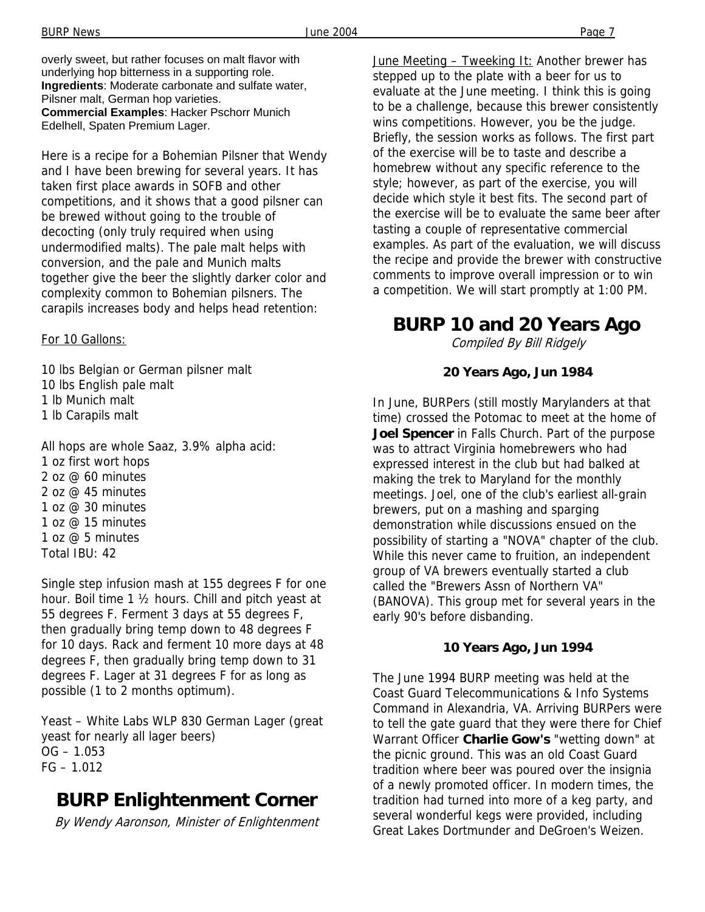overly sweet, but rather focuses on malt flavor with underlying hop bitterness in a supporting role.
**Ingredients**: Moderate carbonate and sulfate water, Pilsner malt, German hop varieties.
**Commercial Examples**: Hacker Pschorr Munich Edelhell, Spaten Premium Lager.

Here is a recipe for a Bohemian Pilsner that Wendy and I have been brewing for several years. It has taken first place awards in SOFB and other competitions, and it shows that a good pilsner can be brewed without going to the trouble of decocting (only truly required when using undermodified malts). The pale malt helps with conversion, and the pale and Munich malts together give the beer the slightly darker color and complexity common to Bohemian pilsners. The carapils increases body and helps head retention:

For 10 Gallons:

10 lbs Belgian or German pilsner malt
10 lbs English pale malt
1 lb Munich malt
1 lb Carapils malt

All hops are whole Saaz, 3.9% alpha acid:
1 oz first wort hops
2 oz @ 60 minutes
2 oz @ 45 minutes
1 oz @ 30 minutes
1 oz @ 15 minutes
1 oz @ 5 minutes
Total IBU: 42

Single step infusion mash at 155 degrees F for one hour. Boil time 1 ½ hours. Chill and pitch yeast at 55 degrees F. Ferment 3 days at 55 degrees F, then gradually bring temp down to 48 degrees F for 10 days. Rack and ferment 10 more days at 48 degrees F, then gradually bring temp down to 31 degrees F. Lager at 31 degrees F for as long as possible (1 to 2 months optimum).

Yeast – White Labs WLP 830 German Lager (great yeast for nearly all lager beers)
OG – 1.053
FG – 1.012

# BURP Enlightenment Corner

*By Wendy Aaronson, Minister of Enlightenment*

June Meeting – Tweeking It: Another brewer has stepped up to the plate with a beer for us to evaluate at the June meeting. I think this is going to be a challenge, because this brewer consistently wins competitions. However, you be the judge. Briefly, the session works as follows. The first part of the exercise will be to taste and describe a homebrew without any specific reference to the style; however, as part of the exercise, you will decide which style it best fits. The second part of the exercise will be to evaluate the same beer after tasting a couple of representative commercial examples. As part of the evaluation, we will discuss the recipe and provide the brewer with constructive comments to improve overall impression or to win a competition. We will start promptly at 1:00 PM.

# BURP 10 and 20 Years Ago

*Compiled By Bill Ridgely*

### 20 Years Ago, Jun 1984

In June, BURPers (still mostly Marylanders at that time) crossed the Potomac to meet at the home of **Joel Spencer** in Falls Church. Part of the purpose was to attract Virginia homebrewers who had expressed interest in the club but had balked at making the trek to Maryland for the monthly meetings. Joel, one of the club's earliest all-grain brewers, put on a mashing and sparging demonstration while discussions ensued on the possibility of starting a "NOVA" chapter of the club. While this never came to fruition, an independent group of VA brewers eventually started a club called the "Brewers Assn of Northern VA" (BANOVA). This group met for several years in the early 90's before disbanding.

### 10 Years Ago, Jun 1994

The June 1994 BURP meeting was held at the Coast Guard Telecommunications & Info Systems Command in Alexandria, VA. Arriving BURPers were to tell the gate guard that they were there for Chief Warrant Officer **Charlie Gow's** "wetting down" at the picnic ground. This was an old Coast Guard tradition where beer was poured over the insignia of a newly promoted officer. In modern times, the tradition had turned into more of a keg party, and several wonderful kegs were provided, including Great Lakes Dortmunder and DeGroen's Weizen.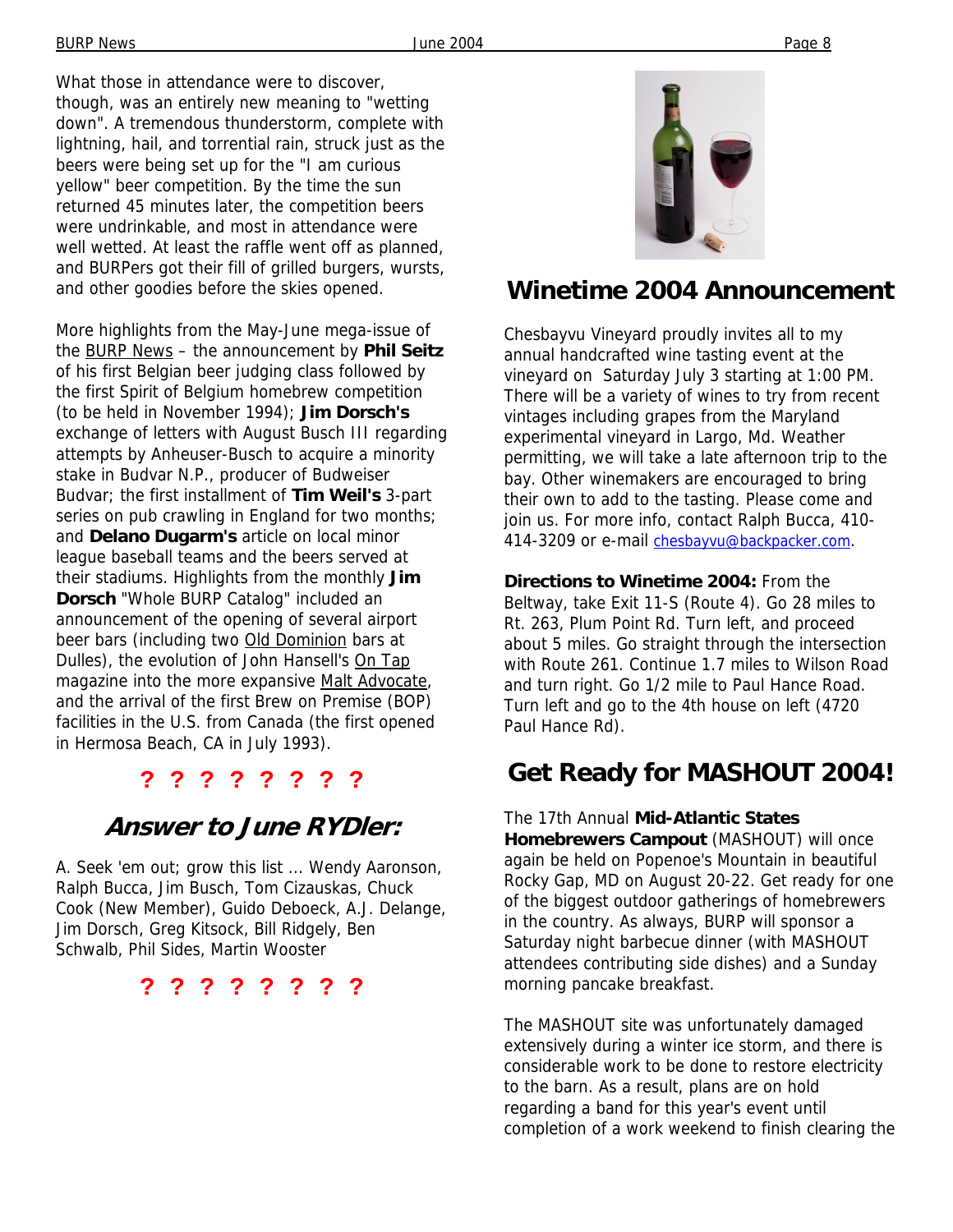What those in attendance were to discover, though, was an entirely new meaning to "wetting down". A tremendous thunderstorm, complete with lightning, hail, and torrential rain, struck just as the beers were being set up for the "I am curious yellow" beer competition. By the time the sun returned 45 minutes later, the competition beers were undrinkable, and most in attendance were well wetted. At least the raffle went off as planned, and BURPers got their fill of grilled burgers, wursts, and other goodies before the skies opened.

More highlights from the May-June mega-issue of the BURP News – the announcement by **Phil Seitz** of his first Belgian beer judging class followed by the first Spirit of Belgium homebrew competition (to be held in November 1994); **Jim Dorsch's** exchange of letters with August Busch III regarding attempts by Anheuser-Busch to acquire a minority stake in Budvar N.P., producer of Budweiser Budvar; the first installment of **Tim Weil's** 3-part series on pub crawling in England for two months; and **Delano Dugarm's** article on local minor league baseball teams and the beers served at their stadiums. Highlights from the monthly **Jim Dorsch** "Whole BURP Catalog" included an announcement of the opening of several airport beer bars (including two Old Dominion bars at Dulles), the evolution of John Hansell's On Tap magazine into the more expansive Malt Advocate, and the arrival of the first Brew on Premise (BOP) facilities in the U.S. from Canada (the first opened in Hermosa Beach, CA in July 1993).

? ? ? ? ? ? ? ?

## Answer to June RYDler:

A. Seek 'em out; grow this list ... Wendy Aaronson, Ralph Bucca, Jim Busch, Tom Cizauskas, Chuck Cook (New Member), Guido Deboeck, A.J. Delange, Jim Dorsch, Greg Kitsock, Bill Ridgely, Ben Schwalb, Phil Sides, Martin Wooster

? ? ? ? ? ? ? ?

## Winetime 2004 Announcement

Chesbayvu Vineyard proudly invites all to my annual handcrafted wine tasting event at the vineyard on Saturday July 3 starting at 1:00 PM. There will be a variety of wines to try from recent vintages including grapes from the Maryland experimental vineyard in Largo, Md. Weather permitting, we will take a late afternoon trip to the bay. Other winemakers are encouraged to bring their own to add to the tasting. Please come and join us. For more info, contact Ralph Bucca, 410-414-3209 or e-mail chesbayvu@backpacker.com.

**Directions to Winetime 2004:** From the Beltway, take Exit 11-S (Route 4). Go 28 miles to Rt. 263, Plum Point Rd. Turn left, and proceed about 5 miles. Go straight through the intersection with Route 261. Continue 1.7 miles to Wilson Road and turn right. Go 1/2 mile to Paul Hance Road. Turn left and go to the 4th house on left (4720 Paul Hance Rd).

## Get Ready for MASHOUT 2004!

The 17th Annual **Mid-Atlantic States Homebrewers Campout** (MASHOUT) will once again be held on Popenoe's Mountain in beautiful Rocky Gap, MD on August 20-22. Get ready for one of the biggest outdoor gatherings of homebrewers in the country. As always, BURP will sponsor a Saturday night barbecue dinner (with MASHOUT attendees contributing side dishes) and a Sunday morning pancake breakfast.

The MASHOUT site was unfortunately damaged extensively during a winter ice storm, and there is considerable work to be done to restore electricity to the barn. As a result, plans are on hold regarding a band for this year's event until completion of a work weekend to finish clearing the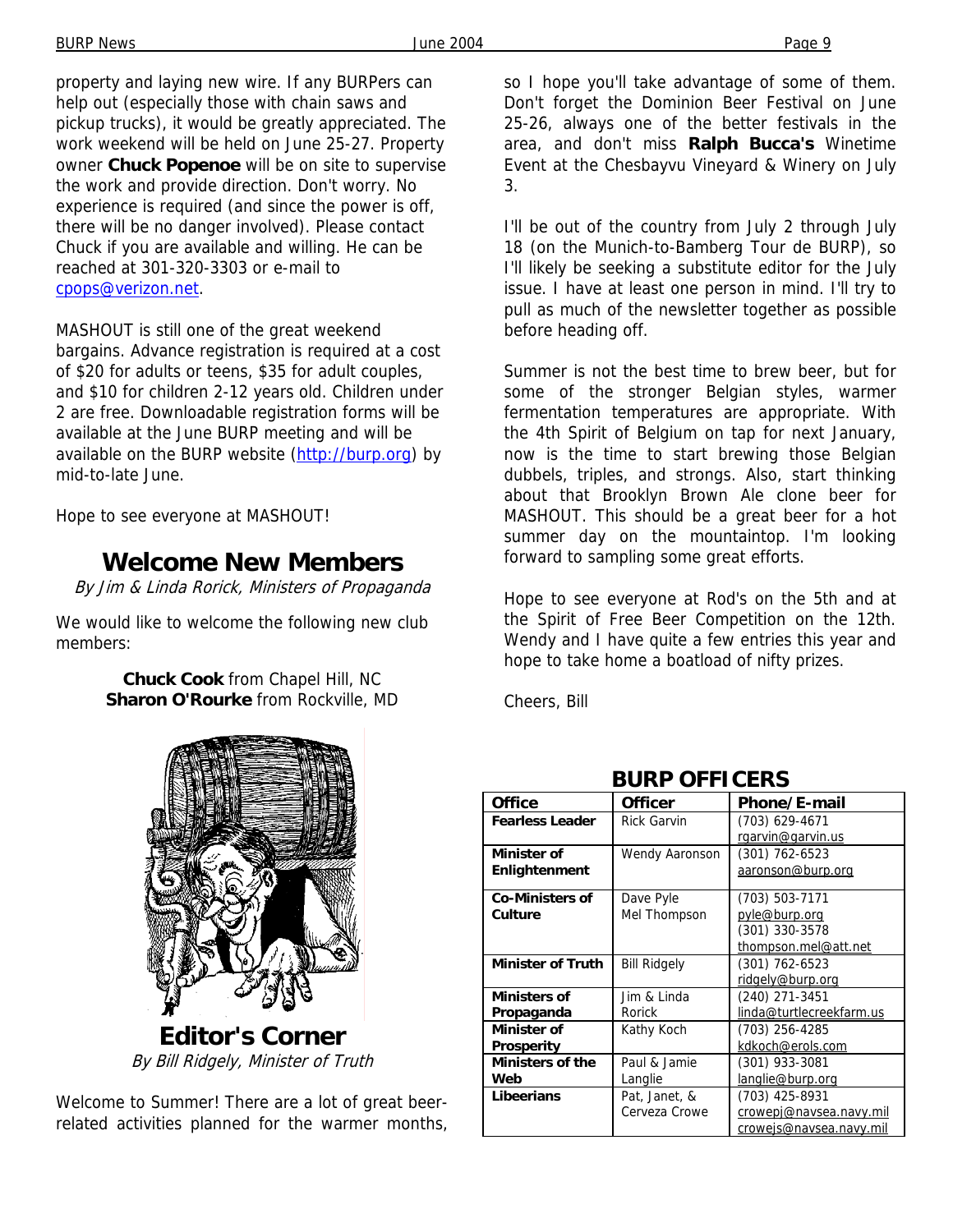property and laying new wire. If any BURPers can help out (especially those with chain saws and pickup trucks), it would be greatly appreciated. The work weekend will be held on June 25-27. Property owner **Chuck Popenoe** will be on site to supervise the work and provide direction. Don't worry. No experience is required (and since the power is off, there will be no danger involved). Please contact Chuck if you are available and willing. He can be reached at 301-320-3303 or e-mail to cpops@verizon.net.

MASHOUT is still one of the great weekend bargains. Advance registration is required at a cost of $20 for adults or teens, $35 for adult couples, and $10 for children 2-12 years old. Children under 2 are free. Downloadable registration forms will be available at the June BURP meeting and will be available on the BURP website (http://burp.org) by mid-to-late June.

Hope to see everyone at MASHOUT!

## Welcome New Members

*By Jim & Linda Rorick, Ministers of Propaganda*

We would like to welcome the following new club members:

**Chuck Cook** from Chapel Hill, NC
**Sharon O'Rourke** from Rockville, MD

## Editor's Corner

*By Bill Ridgely, Minister of Truth*

Welcome to Summer! There are a lot of great beer-related activities planned for the warmer months, so I hope you'll take advantage of some of them. Don't forget the Dominion Beer Festival on June 25-26, always one of the better festivals in the area, and don't miss **Ralph Bucca's** Winetime Event at the Chesbayvu Vineyard & Winery on July 3.

I'll be out of the country from July 2 through July 18 (on the Munich-to-Bamberg Tour de BURP), so I'll likely be seeking a substitute editor for the July issue. I have at least one person in mind. I'll try to pull as much of the newsletter together as possible before heading off.

Summer is not the best time to brew beer, but for some of the stronger Belgian styles, warmer fermentation temperatures are appropriate. With the 4th Spirit of Belgium on tap for next January, now is the time to start brewing those Belgian dubbels, triples, and strongs. Also, start thinking about that Brooklyn Brown Ale clone beer for MASHOUT. This should be a great beer for a hot summer day on the mountaintop. I'm looking forward to sampling some great efforts.

Hope to see everyone at Rod's on the 5th and at the Spirit of Free Beer Competition on the 12th. Wendy and I have quite a few entries this year and hope to take home a boatload of nifty prizes.

Cheers, Bill

## BURP OFFICERS

| Office | Officer | Phone/E-mail |
|---|---|---|
| **Fearless Leader** | Rick Garvin | (703) 629-4671<br>rgarvin@garvin.us |
| **Minister of Enlightenment** | Wendy Aaronson | (301) 762-6523<br>aaronson@burp.org |
| **Co-Ministers of Culture** | Dave Pyle<br>Mel Thompson | (703) 503-7171<br>pyle@burp.org<br>(301) 330-3578<br>thompson.mel@att.net |
| **Minister of Truth** | Bill Ridgely | (301) 762-6523<br>ridgely@burp.org |
| **Ministers of Propaganda** | Jim & Linda Rorick | (240) 271-3451<br>linda@turtlecreekfarm.us |
| **Minister of Prosperity** | Kathy Koch | (703) 256-4285<br>kdkoch@erols.com |
| **Ministers of the Web** | Paul & Jamie Langlie | (301) 933-3081<br>langlie@burp.org |
| **Libeerians** | Pat, Janet, & Cerveza Crowe | (703) 425-8931<br>crowepj@navsea.navy.mil<br>crowejs@navsea.navy.mil |